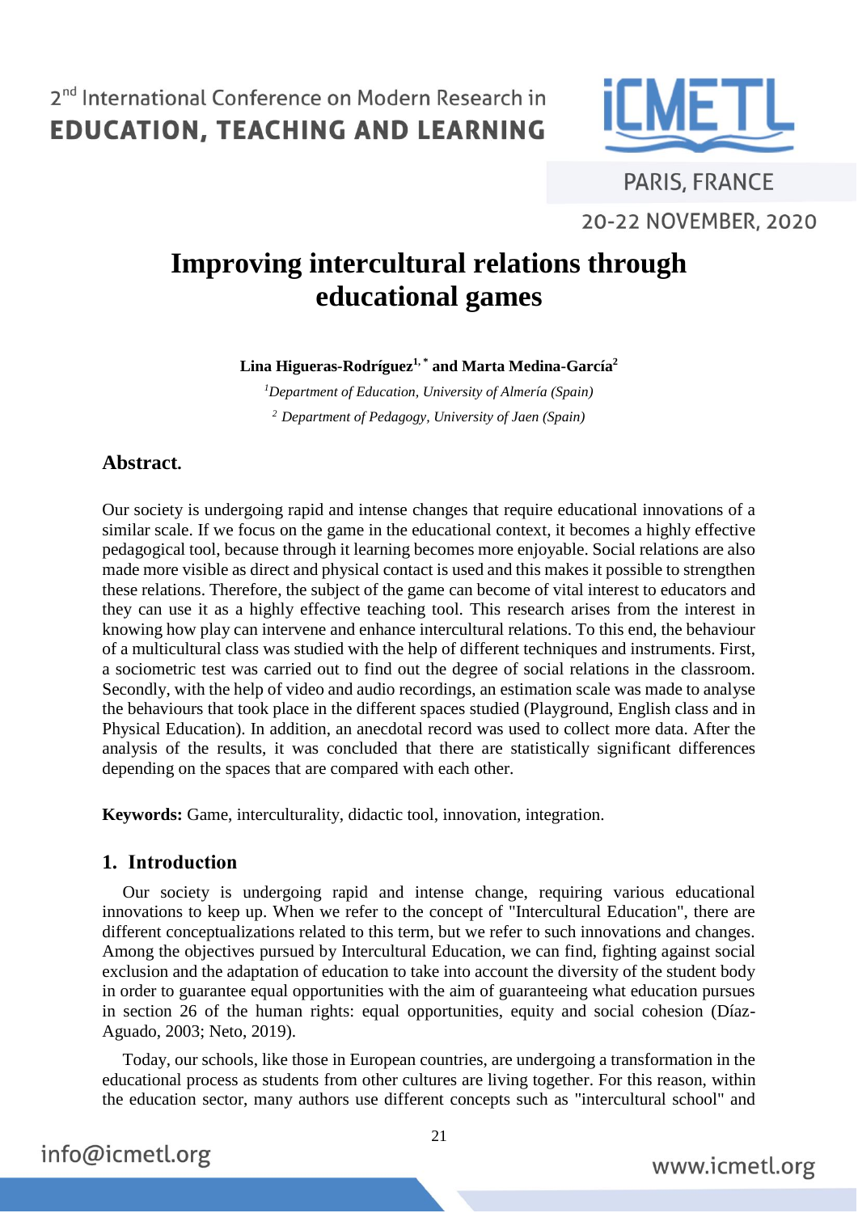# Improving intercultural relations through educational games

**Lina Higueras-Rodríguez[1,*] and Marta Medina-García[2]**

*[1]Department of Education, University of Almería (Spain)*

*[2] Department of Pedagogy, University of Jaen (Spain)*

## Abstract.

Our society is undergoing rapid and intense changes that require educational innovations of a similar scale. If we focus on the game in the educational context, it becomes a highly effective pedagogical tool, because through it learning becomes more enjoyable. Social relations are also made more visible as direct and physical contact is used and this makes it possible to strengthen these relations. Therefore, the subject of the game can become of vital interest to educators and they can use it as a highly effective teaching tool. This research arises from the interest in knowing how play can intervene and enhance intercultural relations. To this end, the behaviour of a multicultural class was studied with the help of different techniques and instruments. First, a sociometric test was carried out to find out the degree of social relations in the classroom. Secondly, with the help of video and audio recordings, an estimation scale was made to analyse the behaviours that took place in the different spaces studied (Playground, English class and in Physical Education). In addition, an anecdotal record was used to collect more data. After the analysis of the results, it was concluded that there are statistically significant differences depending on the spaces that are compared with each other.

**Keywords:** Game, interculturality, didactic tool, innovation, integration.

## 1. Introduction

Our society is undergoing rapid and intense change, requiring various educational innovations to keep up. When we refer to the concept of "Intercultural Education", there are different conceptualizations related to this term, but we refer to such innovations and changes. Among the objectives pursued by Intercultural Education, we can find, fighting against social exclusion and the adaptation of education to take into account the diversity of the student body in order to guarantee equal opportunities with the aim of guaranteeing what education pursues in section 26 of the human rights: equal opportunities, equity and social cohesion (Díaz-Aguado, 2003; Neto, 2019).

Today, our schools, like those in European countries, are undergoing a transformation in the educational process as students from other cultures are living together. For this reason, within the education sector, many authors use different concepts such as "intercultural school" and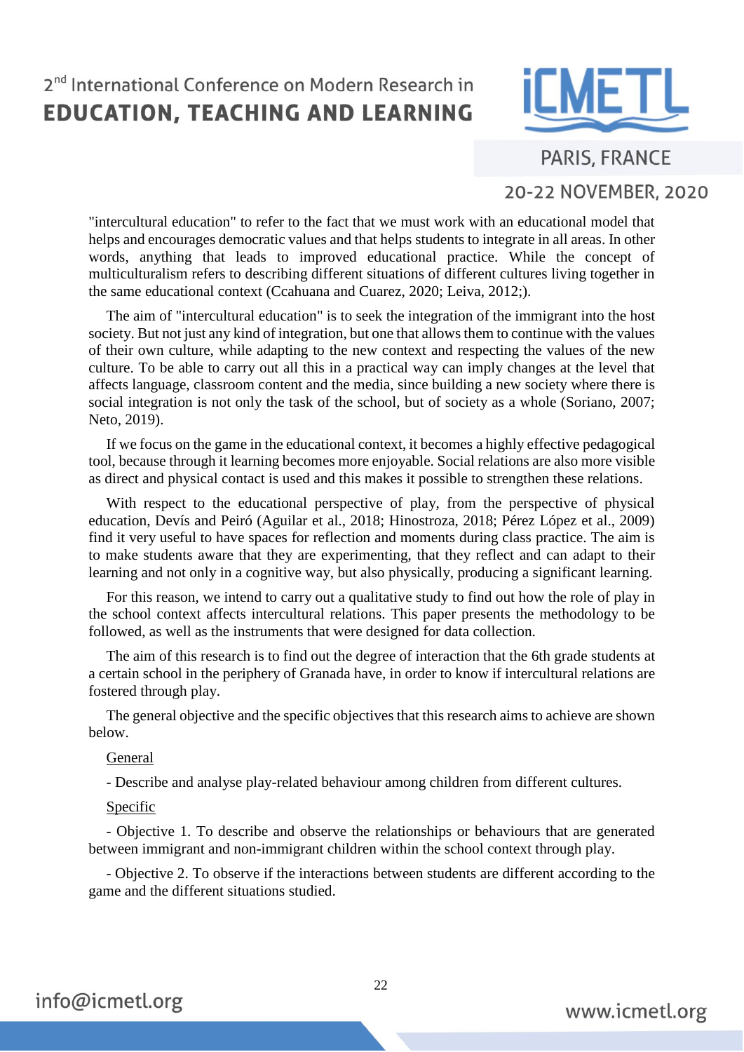"intercultural education" to refer to the fact that we must work with an educational model that helps and encourages democratic values and that helps students to integrate in all areas. In other words, anything that leads to improved educational practice. While the concept of multiculturalism refers to describing different situations of different cultures living together in the same educational context (Ccahuana and Cuarez, 2020; Leiva, 2012;).

The aim of "intercultural education" is to seek the integration of the immigrant into the host society. But not just any kind of integration, but one that allows them to continue with the values of their own culture, while adapting to the new context and respecting the values of the new culture. To be able to carry out all this in a practical way can imply changes at the level that affects language, classroom content and the media, since building a new society where there is social integration is not only the task of the school, but of society as a whole (Soriano, 2007; Neto, 2019).

If we focus on the game in the educational context, it becomes a highly effective pedagogical tool, because through it learning becomes more enjoyable. Social relations are also more visible as direct and physical contact is used and this makes it possible to strengthen these relations.

With respect to the educational perspective of play, from the perspective of physical education, Devís and Peiró (Aguilar et al., 2018; Hinostroza, 2018; Pérez López et al., 2009) find it very useful to have spaces for reflection and moments during class practice. The aim is to make students aware that they are experimenting, that they reflect and can adapt to their learning and not only in a cognitive way, but also physically, producing a significant learning.

For this reason, we intend to carry out a qualitative study to find out how the role of play in the school context affects intercultural relations. This paper presents the methodology to be followed, as well as the instruments that were designed for data collection.

The aim of this research is to find out the degree of interaction that the 6th grade students at a certain school in the periphery of Granada have, in order to know if intercultural relations are fostered through play.

The general objective and the specific objectives that this research aims to achieve are shown below.

<u>General</u>

- Describe and analyse play-related behaviour among children from different cultures.

<u>Specific</u>

- Objective 1. To describe and observe the relationships or behaviours that are generated between immigrant and non-immigrant children within the school context through play.

- Objective 2. To observe if the interactions between students are different according to the game and the different situations studied.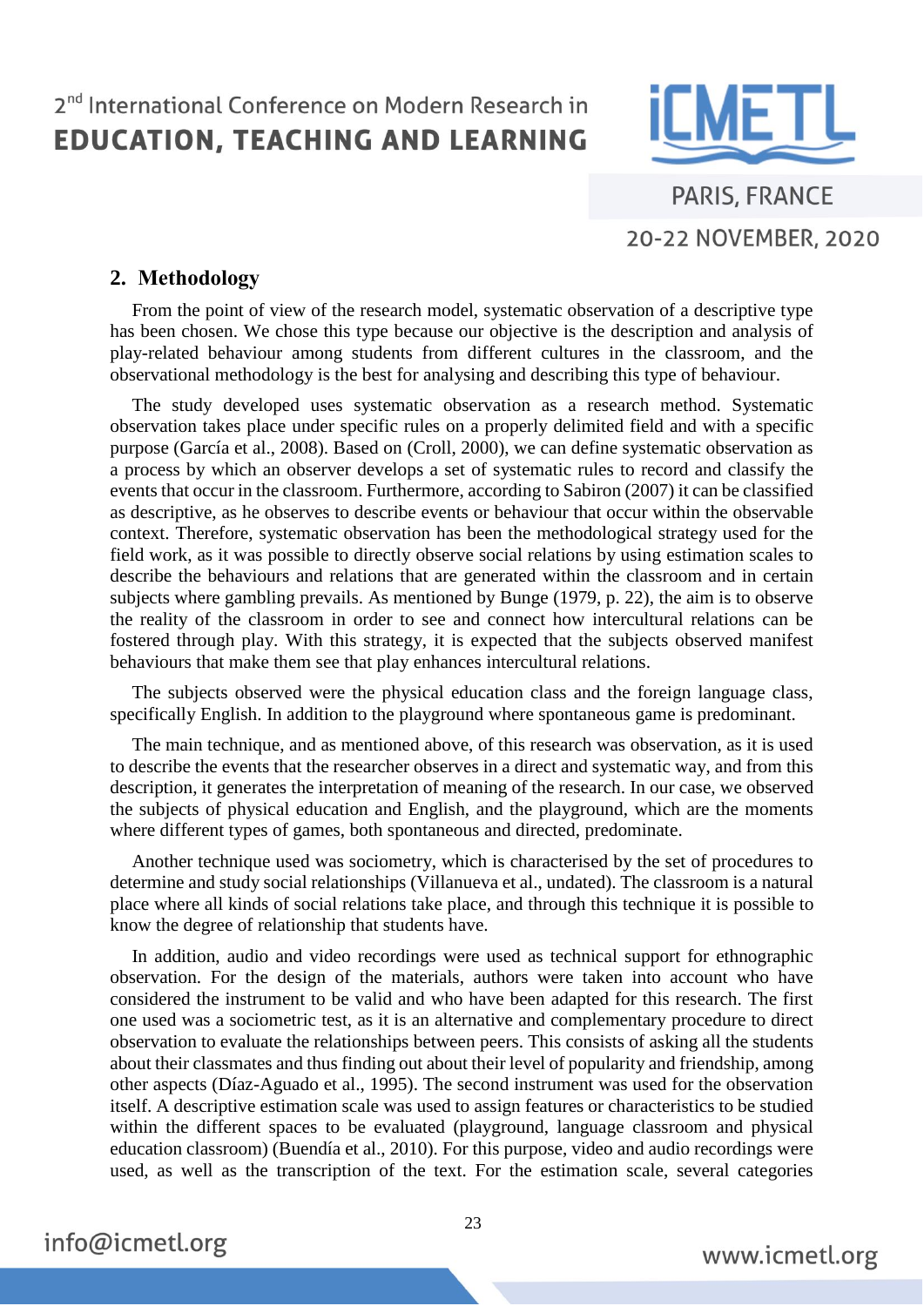## 2. Methodology

From the point of view of the research model, systematic observation of a descriptive type has been chosen. We chose this type because our objective is the description and analysis of play-related behaviour among students from different cultures in the classroom, and the observational methodology is the best for analysing and describing this type of behaviour.

The study developed uses systematic observation as a research method. Systematic observation takes place under specific rules on a properly delimited field and with a specific purpose (García et al., 2008). Based on (Croll, 2000), we can define systematic observation as a process by which an observer develops a set of systematic rules to record and classify the events that occur in the classroom. Furthermore, according to Sabiron (2007) it can be classified as descriptive, as he observes to describe events or behaviour that occur within the observable context. Therefore, systematic observation has been the methodological strategy used for the field work, as it was possible to directly observe social relations by using estimation scales to describe the behaviours and relations that are generated within the classroom and in certain subjects where gambling prevails. As mentioned by Bunge (1979, p. 22), the aim is to observe the reality of the classroom in order to see and connect how intercultural relations can be fostered through play. With this strategy, it is expected that the subjects observed manifest behaviours that make them see that play enhances intercultural relations.

The subjects observed were the physical education class and the foreign language class, specifically English. In addition to the playground where spontaneous game is predominant.

The main technique, and as mentioned above, of this research was observation, as it is used to describe the events that the researcher observes in a direct and systematic way, and from this description, it generates the interpretation of meaning of the research. In our case, we observed the subjects of physical education and English, and the playground, which are the moments where different types of games, both spontaneous and directed, predominate.

Another technique used was sociometry, which is characterised by the set of procedures to determine and study social relationships (Villanueva et al., undated). The classroom is a natural place where all kinds of social relations take place, and through this technique it is possible to know the degree of relationship that students have.

In addition, audio and video recordings were used as technical support for ethnographic observation. For the design of the materials, authors were taken into account who have considered the instrument to be valid and who have been adapted for this research. The first one used was a sociometric test, as it is an alternative and complementary procedure to direct observation to evaluate the relationships between peers. This consists of asking all the students about their classmates and thus finding out about their level of popularity and friendship, among other aspects (Díaz-Aguado et al., 1995). The second instrument was used for the observation itself. A descriptive estimation scale was used to assign features or characteristics to be studied within the different spaces to be evaluated (playground, language classroom and physical education classroom) (Buendía et al., 2010). For this purpose, video and audio recordings were used, as well as the transcription of the text. For the estimation scale, several categories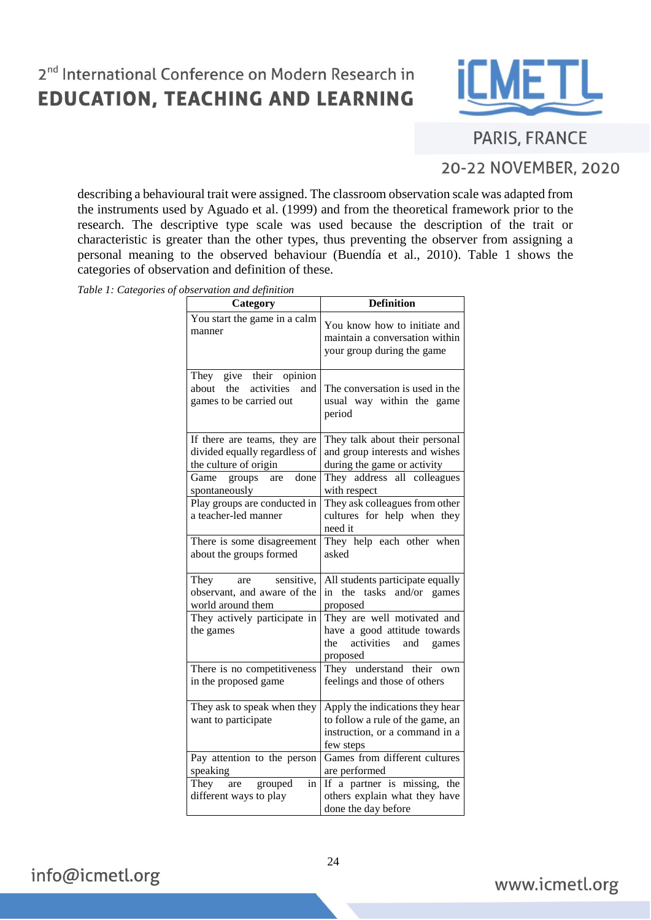describing a behavioural trait were assigned. The classroom observation scale was adapted from the instruments used by Aguado et al. (1999) and from the theoretical framework prior to the research. The descriptive type scale was used because the description of the trait or characteristic is greater than the other types, thus preventing the observer from assigning a personal meaning to the observed behaviour (Buendía et al., 2010). Table 1 shows the categories of observation and definition of these.

*Table 1: Categories of observation and definition*

| Category | Definition |
|---|---|
| You start the game in a calm manner | You know how to initiate and maintain a conversation within your group during the game |
| They give their opinion about the activities and games to be carried out | The conversation is used in the usual way within the game period |
| If there are teams, they are divided equally regardless of the culture of origin | They talk about their personal and group interests and wishes during the game or activity |
| Game groups are done spontaneously | They address all colleagues with respect |
| Play groups are conducted in a teacher-led manner | They ask colleagues from other cultures for help when they need it |
| There is some disagreement about the groups formed | They help each other when asked |
| They are sensitive, observant, and aware of the world around them | All students participate equally in the tasks and/or games proposed |
| They actively participate in the games | They are well motivated and have a good attitude towards the activities and games proposed |
| There is no competitiveness in the proposed game | They understand their own feelings and those of others |
| They ask to speak when they want to participate | Apply the indications they hear to follow a rule of the game, an instruction, or a command in a few steps |
| Pay attention to the person speaking | Games from different cultures are performed |
| They are grouped in different ways to play | If a partner is missing, the others explain what they have done the day before |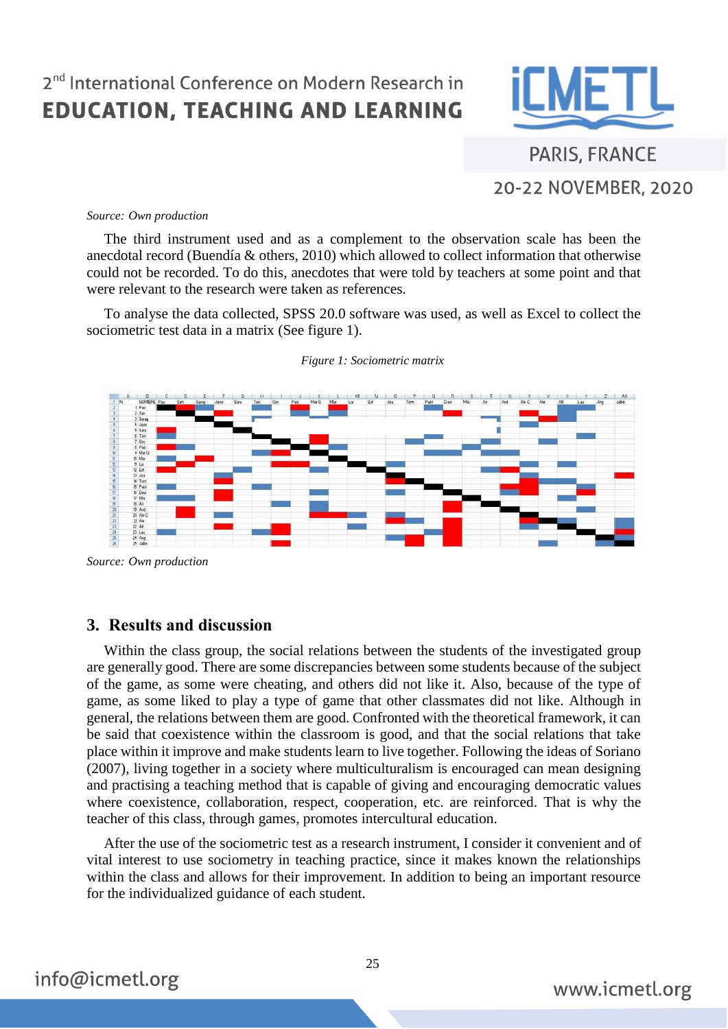*Source: Own production*

The third instrument used and as a complement to the observation scale has been the anecdotal record (Buendía & others, 2010) which allowed to collect information that otherwise could not be recorded. To do this, anecdotes that were told by teachers at some point and that were relevant to the research were taken as references.

To analyse the data collected, SPSS 20.0 software was used, as well as Excel to collect the sociometric test data in a matrix (See figure 1).

*Figure 1: Sociometric matrix*

*Source: Own production*

## 3. Results and discussion

Within the class group, the social relations between the students of the investigated group are generally good. There are some discrepancies between some students because of the subject of the game, as some were cheating, and others did not like it. Also, because of the type of game, as some liked to play a type of game that other classmates did not like. Although in general, the relations between them are good. Confronted with the theoretical framework, it can be said that coexistence within the classroom is good, and that the social relations that take place within it improve and make students learn to live together. Following the ideas of Soriano (2007), living together in a society where multiculturalism is encouraged can mean designing and practising a teaching method that is capable of giving and encouraging democratic values where coexistence, collaboration, respect, cooperation, etc. are reinforced. That is why the teacher of this class, through games, promotes intercultural education.

After the use of the sociometric test as a research instrument, I consider it convenient and of vital interest to use sociometry in teaching practice, since it makes known the relationships within the class and allows for their improvement. In addition to being an important resource for the individualized guidance of each student.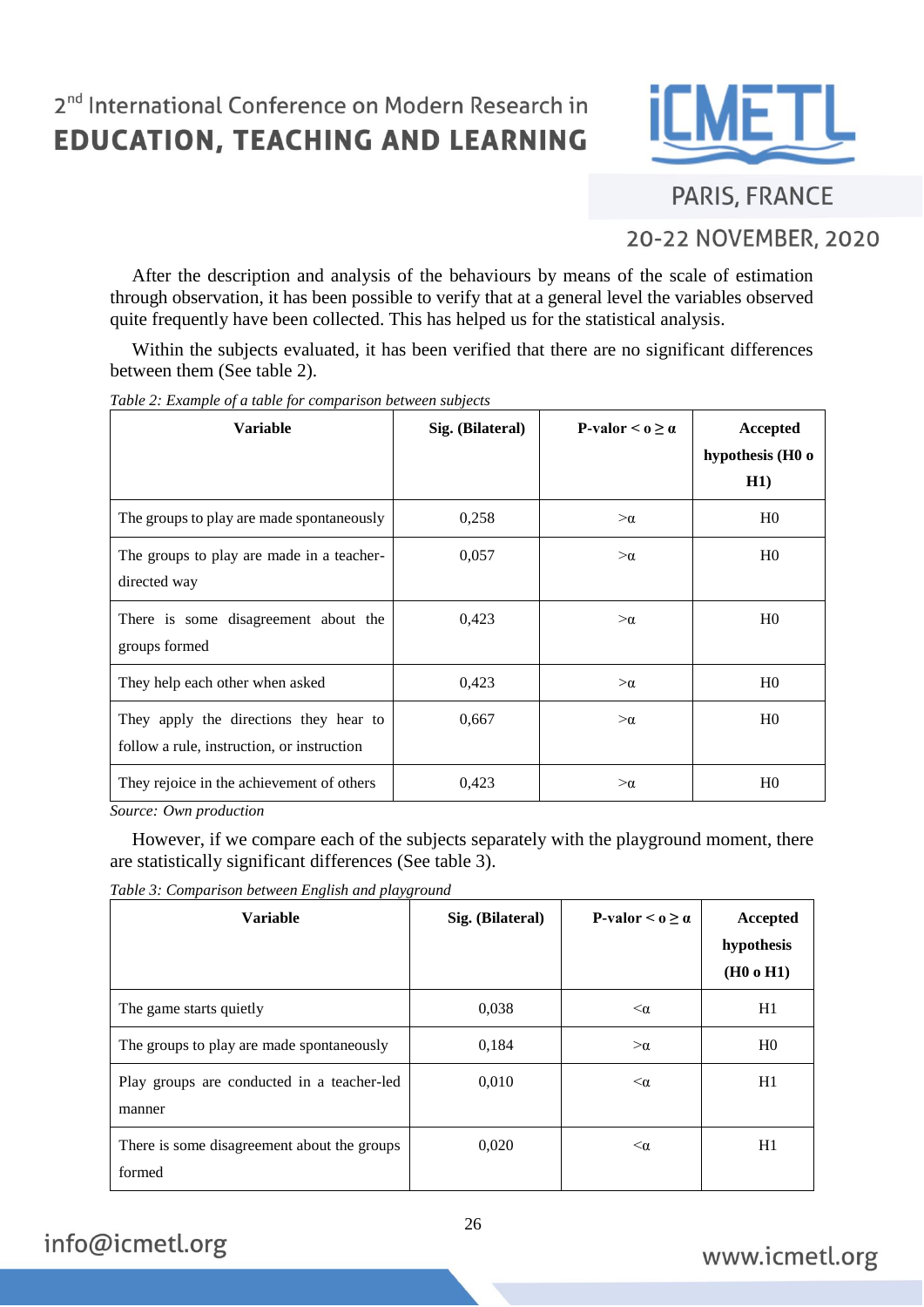After the description and analysis of the behaviours by means of the scale of estimation through observation, it has been possible to verify that at a general level the variables observed quite frequently have been collected. This has helped us for the statistical analysis.

Within the subjects evaluated, it has been verified that there are no significant differences between them (See table 2).

*Table 2: Example of a table for comparison between subjects*

| Variable | Sig. (Bilateral) | P-valor < o ≥ α | Accepted hypothesis (H0 o H1) |
|---|---|---|---|
| The groups to play are made spontaneously | 0,258 | >α | H0 |
| The groups to play are made in a teacher-directed way | 0,057 | >α | H0 |
| There is some disagreement about the groups formed | 0,423 | >α | H0 |
| They help each other when asked | 0,423 | >α | H0 |
| They apply the directions they hear to follow a rule, instruction, or instruction | 0,667 | >α | H0 |
| They rejoice in the achievement of others | 0,423 | >α | H0 |

*Source: Own production*

However, if we compare each of the subjects separately with the playground moment, there are statistically significant differences (See table 3).

*Table 3: Comparison between English and playground*

| Variable | Sig. (Bilateral) | P-valor < o ≥ α | Accepted hypothesis (H0 o H1) |
|---|---|---|---|
| The game starts quietly | 0,038 | <α | H1 |
| The groups to play are made spontaneously | 0,184 | >α | H0 |
| Play groups are conducted in a teacher-led manner | 0,010 | <α | H1 |
| There is some disagreement about the groups formed | 0,020 | <α | H1 |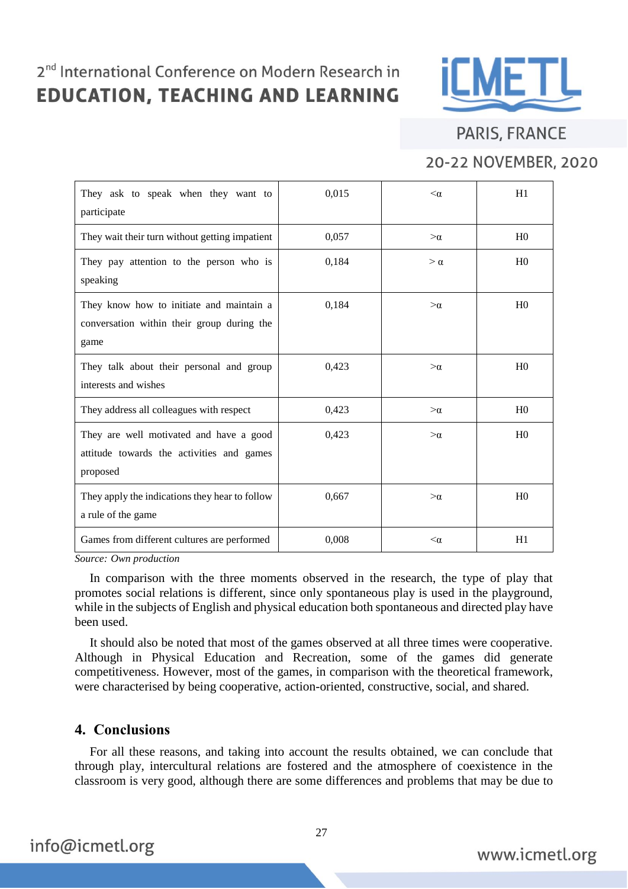| They ask to speak when they want to participate | 0,015 | <α | H1 |
|---|---|---|---|
| They wait their turn without getting impatient | 0,057 | >α | H0 |
| They pay attention to the person who is speaking | 0,184 | > α | H0 |
| They know how to initiate and maintain a conversation within their group during the game | 0,184 | >α | H0 |
| They talk about their personal and group interests and wishes | 0,423 | >α | H0 |
| They address all colleagues with respect | 0,423 | >α | H0 |
| They are well motivated and have a good attitude towards the activities and games proposed | 0,423 | >α | H0 |
| They apply the indications they hear to follow a rule of the game | 0,667 | >α | H0 |
| Games from different cultures are performed | 0,008 | <α | H1 |

*Source: Own production*

In comparison with the three moments observed in the research, the type of play that promotes social relations is different, since only spontaneous play is used in the playground, while in the subjects of English and physical education both spontaneous and directed play have been used.

It should also be noted that most of the games observed at all three times were cooperative. Although in Physical Education and Recreation, some of the games did generate competitiveness. However, most of the games, in comparison with the theoretical framework, were characterised by being cooperative, action-oriented, constructive, social, and shared.

## 4. Conclusions

For all these reasons, and taking into account the results obtained, we can conclude that through play, intercultural relations are fostered and the atmosphere of coexistence in the classroom is very good, although there are some differences and problems that may be due to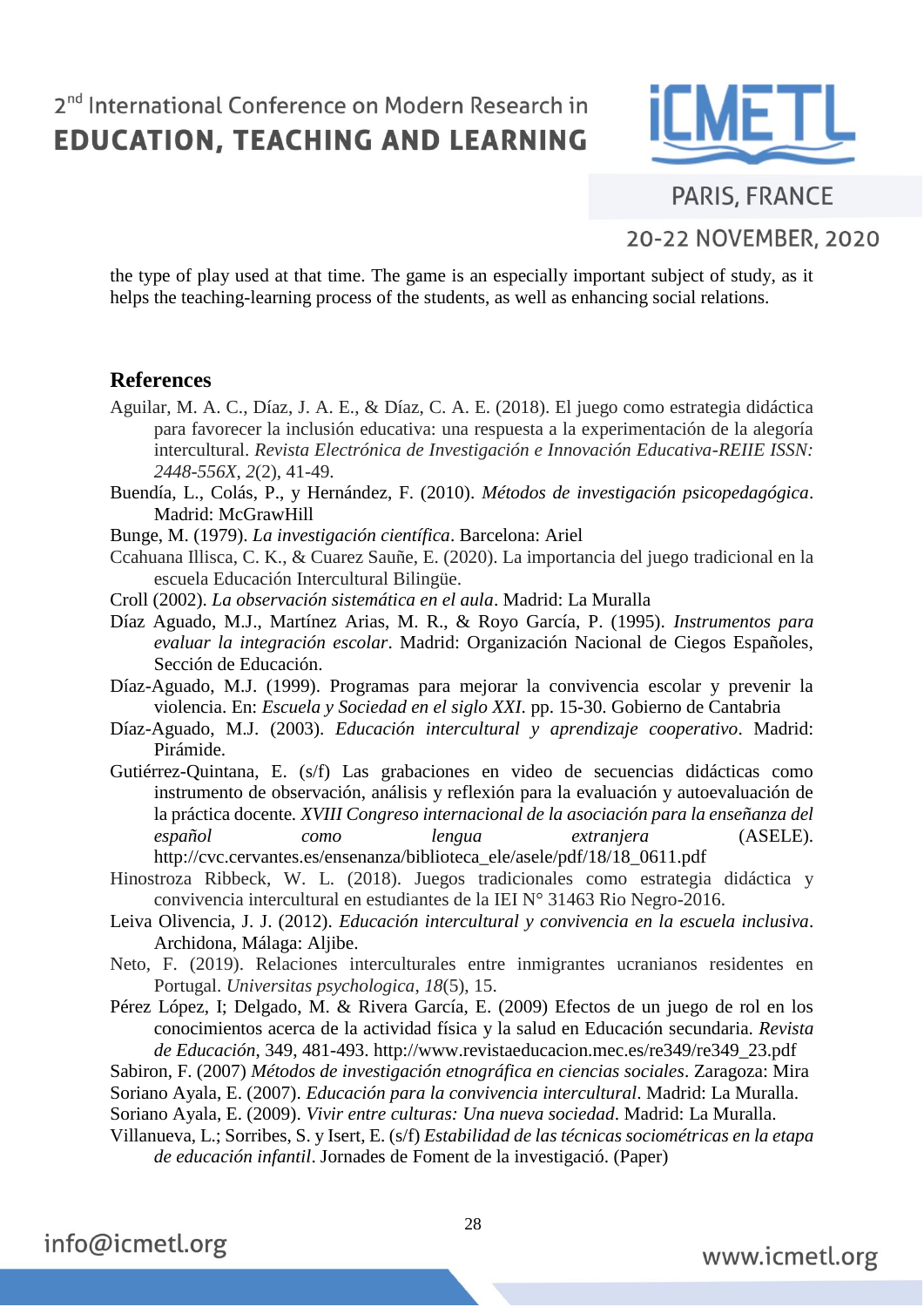the type of play used at that time. The game is an especially important subject of study, as it helps the teaching-learning process of the students, as well as enhancing social relations.

## References

Aguilar, M. A. C., Díaz, J. A. E., & Díaz, C. A. E. (2018). El juego como estrategia didáctica para favorecer la inclusión educativa: una respuesta a la experimentación de la alegoría intercultural. *Revista Electrónica de Investigación e Innovación Educativa-REIIE ISSN: 2448-556X*, *2*(2), 41-49.

Buendía, L., Colás, P., y Hernández, F. (2010). *Métodos de investigación psicopedagógica*. Madrid: McGrawHill

Bunge, M. (1979). *La investigación científica*. Barcelona: Ariel

Ccahuana Illisca, C. K., & Cuarez Sauñe, E. (2020). La importancia del juego tradicional en la escuela Educación Intercultural Bilingüe.

Croll (2002). *La observación sistemática en el aula*. Madrid: La Muralla

Díaz Aguado, M.J., Martínez Arias, M. R., & Royo García, P. (1995). *Instrumentos para evaluar la integración escolar*. Madrid: Organización Nacional de Ciegos Españoles, Sección de Educación.

Díaz-Aguado, M.J. (1999). Programas para mejorar la convivencia escolar y prevenir la violencia. En: *Escuela y Sociedad en el siglo XXI*. pp. 15-30. Gobierno de Cantabria

Díaz-Aguado, M.J. (2003). *Educación intercultural y aprendizaje cooperativo*. Madrid: Pirámide.

Gutiérrez-Quintana, E. (s/f) Las grabaciones en video de secuencias didácticas como instrumento de observación, análisis y reflexión para la evaluación y autoevaluación de la práctica docente. *XVIII Congreso internacional de la asociación para la enseñanza del español como lengua extranjera* (ASELE). http://cvc.cervantes.es/ensenanza/biblioteca_ele/asele/pdf/18/18_0611.pdf

Hinostroza Ribbeck, W. L. (2018). Juegos tradicionales como estrategia didáctica y convivencia intercultural en estudiantes de la IEI N° 31463 Rio Negro-2016.

Leiva Olivencia, J. J. (2012). *Educación intercultural y convivencia en la escuela inclusiva*. Archidona, Málaga: Aljibe.

Neto, F. (2019). Relaciones interculturales entre inmigrantes ucranianos residentes en Portugal. *Universitas psychologica*, *18*(5), 15.

Pérez López, I; Delgado, M. & Rivera García, E. (2009) Efectos de un juego de rol en los conocimientos acerca de la actividad física y la salud en Educación secundaria. *Revista de Educación*, 349, 481-493. http://www.revistaeducacion.mec.es/re349/re349_23.pdf

Sabiron, F. (2007) *Métodos de investigación etnográfica en ciencias sociales*. Zaragoza: Mira

Soriano Ayala, E. (2007). *Educación para la convivencia intercultural*. Madrid: La Muralla.

Soriano Ayala, E. (2009). *Vivir entre culturas: Una nueva sociedad*. Madrid: La Muralla.

Villanueva, L.; Sorribes, S. y Isert, E. (s/f) *Estabilidad de las técnicas sociométricas en la etapa de educación infantil*. Jornades de Foment de la investigació. (Paper)